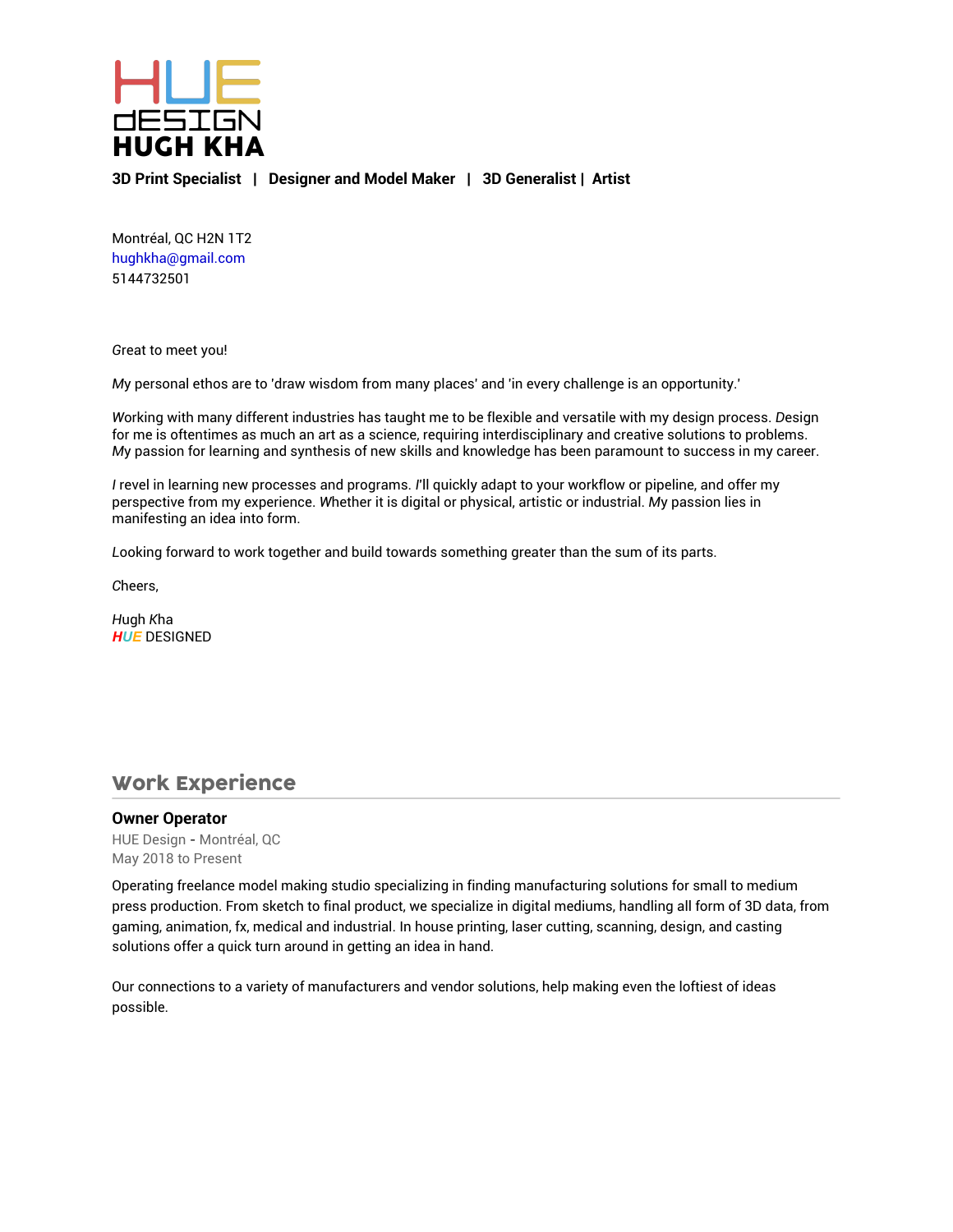# HUE dESIGN
# HUGH KHA

**3D Print Specialist | Designer and Model Maker | 3D Generalist | Artist**

Montréal, QC H2N 1T2
hughkha@gmail.com
5144732501

Great to meet you!

My personal ethos are to 'draw wisdom from many places' and 'in every challenge is an opportunity.'

Working with many different industries has taught me to be flexible and versatile with my design process. Design for me is oftentimes as much an art as a science, requiring interdisciplinary and creative solutions to problems. My passion for learning and synthesis of new skills and knowledge has been paramount to success in my career.

I revel in learning new processes and programs. I'll quickly adapt to your workflow or pipeline, and offer my perspective from my experience. Whether it is digital or physical, artistic or industrial. My passion lies in manifesting an idea into form.

Looking forward to work together and build towards something greater than the sum of its parts.

Cheers,

Hugh Kha
*HUE* DESIGNED

## Work Experience

### Owner Operator

HUE Design - Montréal, QC
May 2018 to Present

Operating freelance model making studio specializing in finding manufacturing solutions for small to medium press production. From sketch to final product, we specialize in digital mediums, handling all form of 3D data, from gaming, animation, fx, medical and industrial. In house printing, laser cutting, scanning, design, and casting solutions offer a quick turn around in getting an idea in hand.

Our connections to a variety of manufacturers and vendor solutions, help making even the loftiest of ideas possible.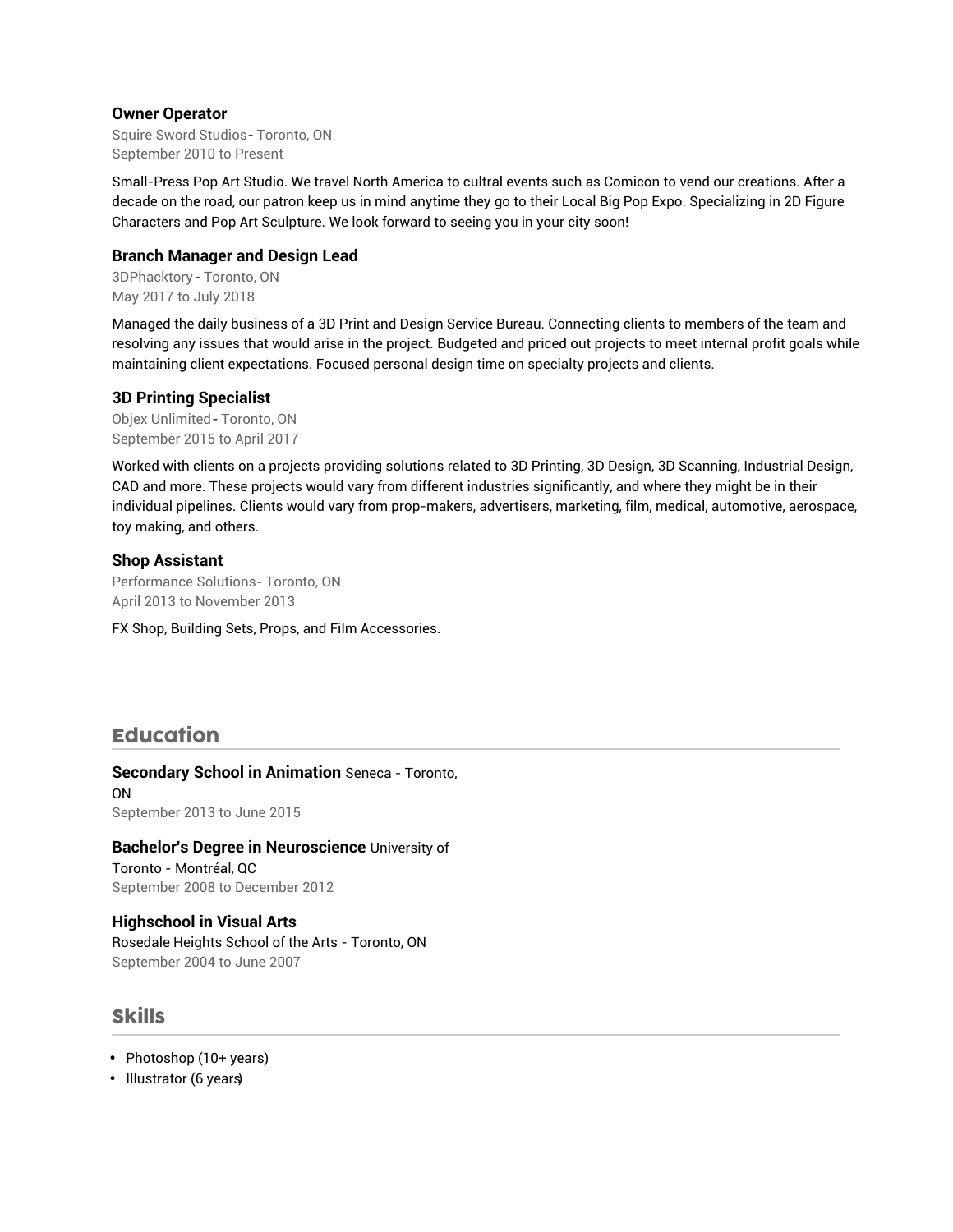### Owner Operator

Squire Sword Studios- Toronto, ON
September 2010 to Present

Small-Press Pop Art Studio. We travel North America to cultral events such as Comicon to vend our creations. After a decade on the road, our patron keep us in mind anytime they go to their Local Big Pop Expo. Specializing in 2D Figure Characters and Pop Art Sculpture. We look forward to seeing you in your city soon!

### Branch Manager and Design Lead

3DPhacktory - Toronto, ON
May 2017 to July 2018

Managed the daily business of a 3D Print and Design Service Bureau. Connecting clients to members of the team and resolving any issues that would arise in the project. Budgeted and priced out projects to meet internal profit goals while maintaining client expectations. Focused personal design time on specialty projects and clients.

### 3D Printing Specialist

Objex Unlimited- Toronto, ON
September 2015 to April 2017

Worked with clients on a projects providing solutions related to 3D Printing, 3D Design, 3D Scanning, Industrial Design, CAD and more. These projects would vary from different industries significantly, and where they might be in their individual pipelines. Clients would vary from prop-makers, advertisers, marketing, film, medical, automotive, aerospace, toy making, and others.

### Shop Assistant

Performance Solutions- Toronto, ON
April 2013 to November 2013

FX Shop, Building Sets, Props, and Film Accessories.

## Education

**Secondary School in Animation** Seneca - Toronto, ON
September 2013 to June 2015

**Bachelor's Degree in Neuroscience** University of Toronto - Montréal, QC
September 2008 to December 2012

**Highschool in Visual Arts**
Rosedale Heights School of the Arts - Toronto, ON
September 2004 to June 2007

## Skills

- Photoshop (10+ years)
- Illustrator (6 years)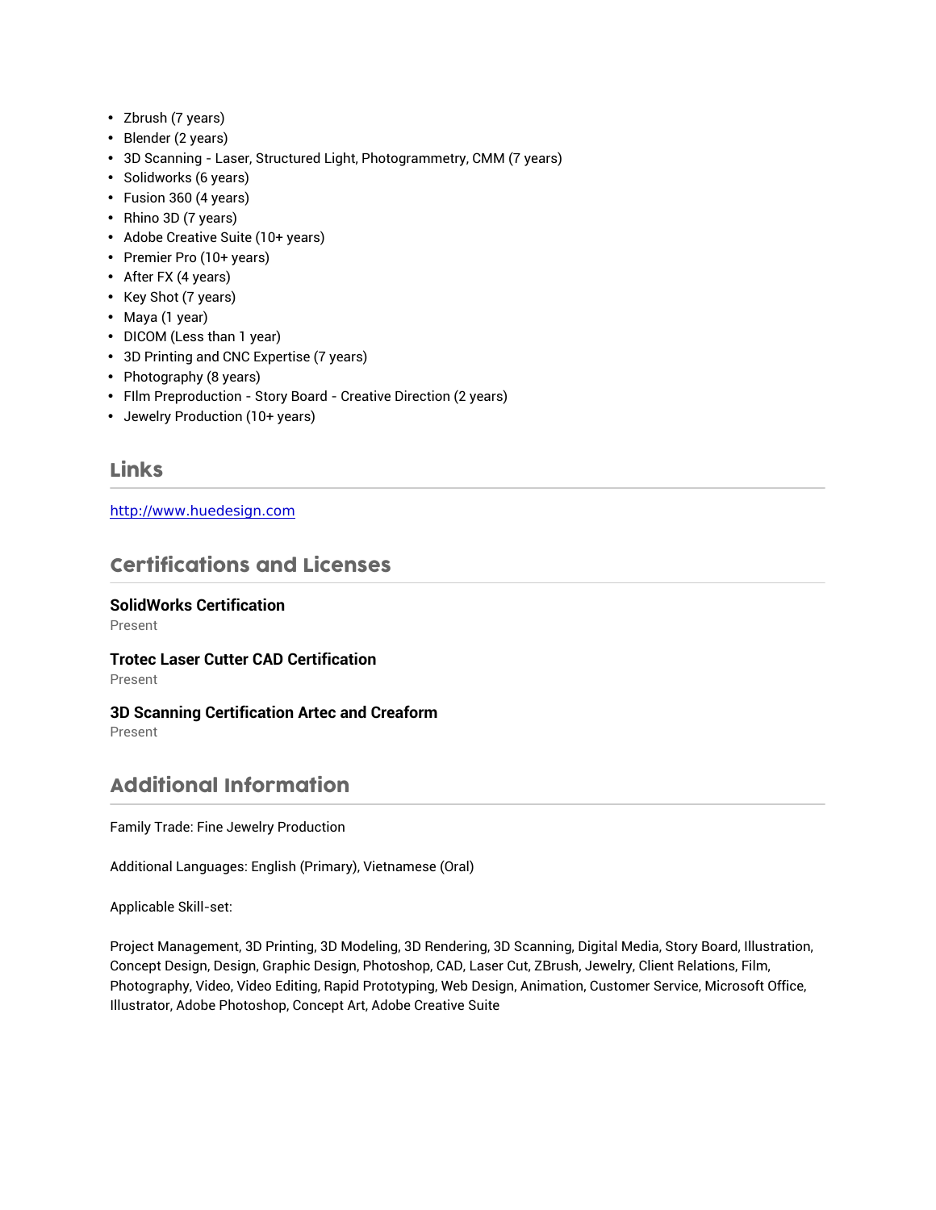- Zbrush (7 years)
- Blender (2 years)
- 3D Scanning - Laser, Structured Light, Photogrammetry, CMM (7 years)
- Solidworks (6 years)
- Fusion 360 (4 years)
- Rhino 3D (7 years)
- Adobe Creative Suite (10+ years)
- Premier Pro (10+ years)
- After FX (4 years)
- Key Shot (7 years)
- Maya (1 year)
- DICOM (Less than 1 year)
- 3D Printing and CNC Expertise (7 years)
- Photography (8 years)
- FIlm Preproduction - Story Board - Creative Direction (2 years)
- Jewelry Production (10+ years)

## Links

http://www.huedesign.com

## Certifications and Licenses

**SolidWorks Certification**
Present

**Trotec Laser Cutter CAD Certification**
Present

**3D Scanning Certification Artec and Creaform**
Present

## Additional Information

Family Trade: Fine Jewelry Production

Additional Languages: English (Primary), Vietnamese (Oral)

Applicable Skill-set:

Project Management, 3D Printing, 3D Modeling, 3D Rendering, 3D Scanning, Digital Media, Story Board, Illustration, Concept Design, Design, Graphic Design, Photoshop, CAD, Laser Cut, ZBrush, Jewelry, Client Relations, Film, Photography, Video, Video Editing, Rapid Prototyping, Web Design, Animation, Customer Service, Microsoft Office, Illustrator, Adobe Photoshop, Concept Art, Adobe Creative Suite